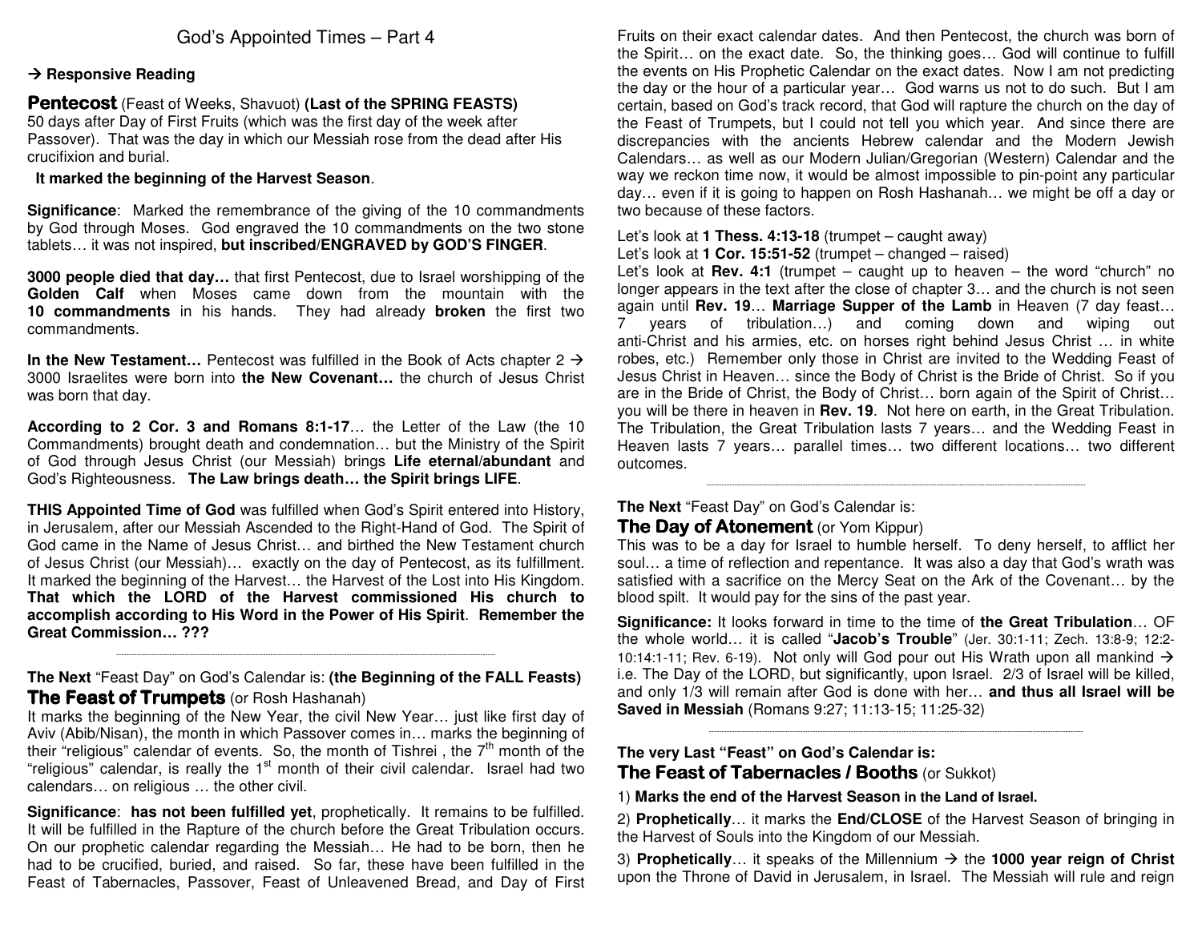# God's Appointed Times – Part 4

→ **Responsive Reading**

## Pentecost (Feast of Weeks, Shavuot) **(Last of the SPRING FEASTS)**

50 days after Day of First Fruits (which was the first day of the week after Passover). That was the day in which our Messiah rose from the dead after His crucifixion and burial.

**It marked the beginning of the Harvest Season**.

**Significance**: Marked the remembrance of the giving of the 10 commandments by God through Moses. God engraved the 10 commandments on the two stone tablets… it was not inspired, **but inscribed/ENGRAVED by GOD'S FINGER**.

**3000 people died that day…** that first Pentecost, due to Israel worshipping of the **Golden Calf** when Moses came down from the mountain with the **10 commandments** in his hands. They had already **broken** the first two commandments.

**In the New Testament…** Pentecost was fulfilled in the Book of Acts chapter 2 → 3000 Israelites were born into **the New Covenant…** the church of Jesus Christ was born that day.

**According to 2 Cor. 3 and Romans 8:1-17**… the Letter of the Law (the 10 Commandments) brought death and condemnation… but the Ministry of the Spirit of God through Jesus Christ (our Messiah) brings **Life eternal/abundant** and God's Righteousness. **The Law brings death… the Spirit brings LIFE**.

**THIS Appointed Time of God** was fulfilled when God's Spirit entered into History, in Jerusalem, after our Messiah Ascended to the Right-Hand of God. The Spirit of God came in the Name of Jesus Christ… and birthed the New Testament church of Jesus Christ (our Messiah)… exactly on the day of Pentecost, as its fulfillment. It marked the beginning of the Harvest… the Harvest of the Lost into His Kingdom. **That which the LORD of the Harvest commissioned His church to accomplish according to His Word in the Power of His Spirit**. **Remember the Great Commission… ???**

---

**The Next** "Feast Day" on God's Calendar is: **(the Beginning of the FALL Feasts)**

## The Feast of Trumpets (or Rosh Hashanah)

It marks the beginning of the New Year, the civil New Year… just like first day of Aviv (Abib/Nisan), the month in which Passover comes in… marks the beginning of their "religious" calendar of events. So, the month of Tishrei , the 7th month of the "religious" calendar, is really the 1st month of their civil calendar. Israel had two calendars… on religious … the other civil.

**Significance**: **has not been fulfilled yet**, prophetically. It remains to be fulfilled. It will be fulfilled in the Rapture of the church before the Great Tribulation occurs. On our prophetic calendar regarding the Messiah… He had to be born, then he had to be crucified, buried, and raised. So far, these have been fulfilled in the Feast of Tabernacles, Passover, Feast of Unleavened Bread, and Day of First Fruits on their exact calendar dates. And then Pentecost, the church was born of the Spirit… on the exact date. So, the thinking goes… God will continue to fulfill the events on His Prophetic Calendar on the exact dates. Now I am not predicting the day or the hour of a particular year… God warns us not to do such. But I am certain, based on God's track record, that God will rapture the church on the day of the Feast of Trumpets, but I could not tell you which year. And since there are discrepancies with the ancients Hebrew calendar and the Modern Jewish Calendars… as well as our Modern Julian/Gregorian (Western) Calendar and the way we reckon time now, it would be almost impossible to pin-point any particular day… even if it is going to happen on Rosh Hashanah… we might be off a day or two because of these factors.

Let's look at **1 Thess. 4:13-18** (trumpet – caught away)
Let's look at **1 Cor. 15:51-52** (trumpet – changed – raised)
Let's look at **Rev. 4:1** (trumpet – caught up to heaven – the word "church" no longer appears in the text after the close of chapter 3… and the church is not seen again until **Rev. 19**… **Marriage Supper of the Lamb** in Heaven (7 day feast… 7 years of tribulation…) and coming down and wiping out anti-Christ and his armies, etc. on horses right behind Jesus Christ … in white robes, etc.) Remember only those in Christ are invited to the Wedding Feast of Jesus Christ in Heaven… since the Body of Christ is the Bride of Christ. So if you are in the Bride of Christ, the Body of Christ… born again of the Spirit of Christ… you will be there in heaven in **Rev. 19**. Not here on earth, in the Great Tribulation. The Tribulation, the Great Tribulation lasts 7 years… and the Wedding Feast in Heaven lasts 7 years… parallel times… two different locations… two different outcomes.

---

**The Next** "Feast Day" on God's Calendar is:

## The Day of Atonement (or Yom Kippur)

This was to be a day for Israel to humble herself. To deny herself, to afflict her soul… a time of reflection and repentance. It was also a day that God's wrath was satisfied with a sacrifice on the Mercy Seat on the Ark of the Covenant… by the blood spilt. It would pay for the sins of the past year.

**Significance:** It looks forward in time to the time of **the Great Tribulation**… OF the whole world… it is called "**Jacob's Trouble**" (Jer. 30:1-11; Zech. 13:8-9; 12:2-10:14:1-11; Rev. 6-19). Not only will God pour out His Wrath upon all mankind → i.e. The Day of the LORD, but significantly, upon Israel. 2/3 of Israel will be killed, and only 1/3 will remain after God is done with her… **and thus all Israel will be Saved in Messiah** (Romans 9:27; 11:13-15; 11:25-32)

---

**The very Last "Feast" on God's Calendar is:**

## The Feast of Tabernacles / Booths (or Sukkot)

1) **Marks the end of the Harvest Season in the Land of Israel.**

2) **Prophetically**… it marks the **End/CLOSE** of the Harvest Season of bringing in the Harvest of Souls into the Kingdom of our Messiah.

3) **Prophetically**… it speaks of the Millennium → the **1000 year reign of Christ** upon the Throne of David in Jerusalem, in Israel. The Messiah will rule and reign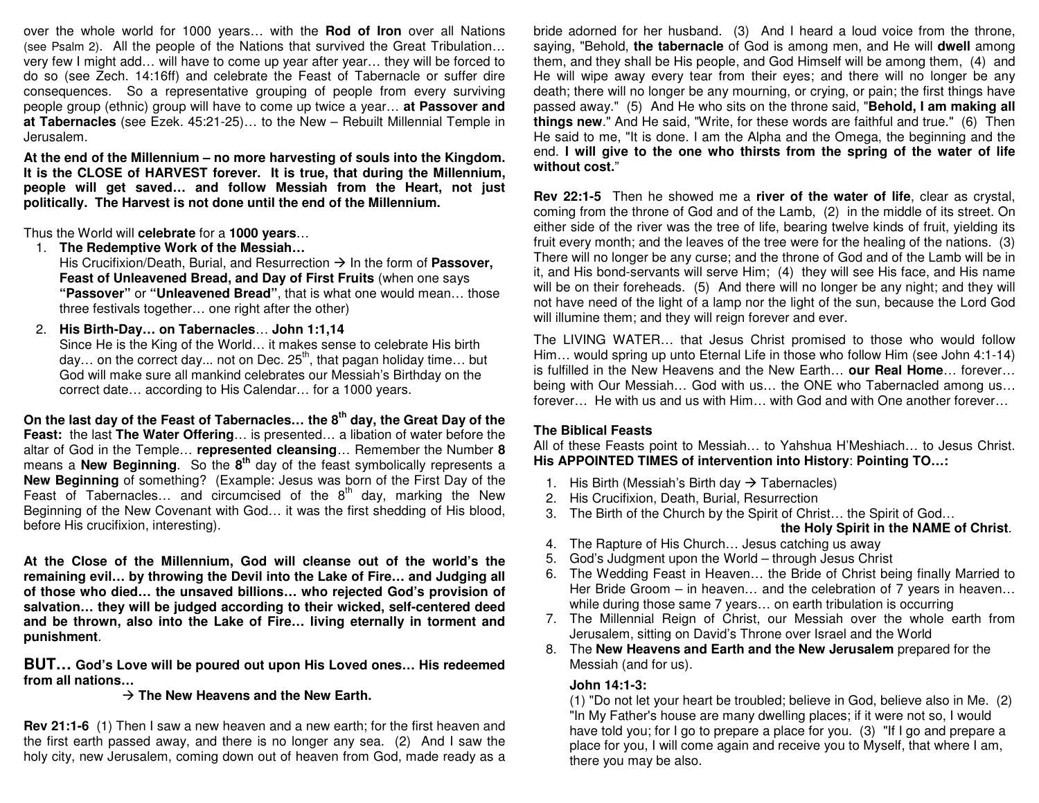over the whole world for 1000 years… with the **Rod of Iron** over all Nations (see Psalm 2). All the people of the Nations that survived the Great Tribulation… very few I might add… will have to come up year after year… they will be forced to do so (see Zech. 14:16ff) and celebrate the Feast of Tabernacle or suffer dire consequences. So a representative grouping of people from every surviving people group (ethnic) group will have to come up twice a year… **at Passover and at Tabernacles** (see Ezek. 45:21-25)… to the New – Rebuilt Millennial Temple in Jerusalem.

**At the end of the Millennium – no more harvesting of souls into the Kingdom. It is the CLOSE of HARVEST forever. It is true, that during the Millennium, people will get saved… and follow Messiah from the Heart, not just politically. The Harvest is not done until the end of the Millennium.**

Thus the World will **celebrate** for a **1000 years**…

1. **The Redemptive Work of the Messiah…**
   His Crucifixion/Death, Burial, and Resurrection → In the form of **Passover, Feast of Unleavened Bread, and Day of First Fruits** (when one says **"Passover"** or **"Unleavened Bread"**, that is what one would mean… those three festivals together… one right after the other)
2. **His Birth-Day… on Tabernacles**… **John 1:1,14**
   Since He is the King of the World… it makes sense to celebrate His birth day… on the correct day... not on Dec. 25th, that pagan holiday time… but God will make sure all mankind celebrates our Messiah's Birthday on the correct date… according to His Calendar… for a 1000 years.

**On the last day of the Feast of Tabernacles… the 8th day, the Great Day of the Feast:** the last **The Water Offering**… is presented… a libation of water before the altar of God in the Temple… **represented cleansing**… Remember the Number **8** means a **New Beginning**. So the **8th** day of the feast symbolically represents a **New Beginning** of something? (Example: Jesus was born of the First Day of the Feast of Tabernacles… and circumcised of the 8th day, marking the New Beginning of the New Covenant with God… it was the first shedding of His blood, before His crucifixion, interesting).

**At the Close of the Millennium, God will cleanse out of the world's the remaining evil… by throwing the Devil into the Lake of Fire… and Judging all of those who died… the unsaved billions… who rejected God's provision of salvation… they will be judged according to their wicked, self-centered deed and be thrown, also into the Lake of Fire… living eternally in torment and punishment**.

**BUT… God's Love will be poured out upon His Loved ones… His redeemed from all nations…**

**→ The New Heavens and the New Earth.**

**Rev 21:1-6** (1) Then I saw a new heaven and a new earth; for the first heaven and the first earth passed away, and there is no longer any sea. (2) And I saw the holy city, new Jerusalem, coming down out of heaven from God, made ready as a bride adorned for her husband. (3) And I heard a loud voice from the throne, saying, "Behold, **the tabernacle** of God is among men, and He will **dwell** among them, and they shall be His people, and God Himself will be among them, (4) and He will wipe away every tear from their eyes; and there will no longer be any death; there will no longer be any mourning, or crying, or pain; the first things have passed away." (5) And He who sits on the throne said, "**Behold, I am making all things new**." And He said, "Write, for these words are faithful and true." (6) Then He said to me, "It is done. I am the Alpha and the Omega, the beginning and the end. **I will give to the one who thirsts from the spring of the water of life without cost.**"

**Rev 22:1-5** Then he showed me a **river of the water of life**, clear as crystal, coming from the throne of God and of the Lamb, (2) in the middle of its street. On either side of the river was the tree of life, bearing twelve kinds of fruit, yielding its fruit every month; and the leaves of the tree were for the healing of the nations. (3) There will no longer be any curse; and the throne of God and of the Lamb will be in it, and His bond-servants will serve Him; (4) they will see His face, and His name will be on their foreheads. (5) And there will no longer be any night; and they will not have need of the light of a lamp nor the light of the sun, because the Lord God will illumine them; and they will reign forever and ever.

The LIVING WATER… that Jesus Christ promised to those who would follow Him… would spring up unto Eternal Life in those who follow Him (see John 4:1-14) is fulfilled in the New Heavens and the New Earth… **our Real Home**… forever… being with Our Messiah… God with us… the ONE who Tabernacled among us… forever… He with us and us with Him… with God and with One another forever…

**The Biblical Feasts**

All of these Feasts point to Messiah… to Yahshua H'Meshiach… to Jesus Christ. **His APPOINTED TIMES of intervention into History**: **Pointing TO…:**

1. His Birth (Messiah's Birth day → Tabernacles)
2. His Crucifixion, Death, Burial, Resurrection
3. The Birth of the Church by the Spirit of Christ… the Spirit of God… **the Holy Spirit in the NAME of Christ**.
4. The Rapture of His Church… Jesus catching us away
5. God's Judgment upon the World – through Jesus Christ
6. The Wedding Feast in Heaven… the Bride of Christ being finally Married to Her Bride Groom – in heaven… and the celebration of 7 years in heaven… while during those same 7 years… on earth tribulation is occurring
7. The Millennial Reign of Christ, our Messiah over the whole earth from Jerusalem, sitting on David's Throne over Israel and the World
8. The **New Heavens and Earth and the New Jerusalem** prepared for the Messiah (and for us).

**John 14:1-3:**

(1) "Do not let your heart be troubled; believe in God, believe also in Me. (2) "In My Father's house are many dwelling places; if it were not so, I would have told you; for I go to prepare a place for you. (3) "If I go and prepare a place for you, I will come again and receive you to Myself, that where I am, there you may be also.